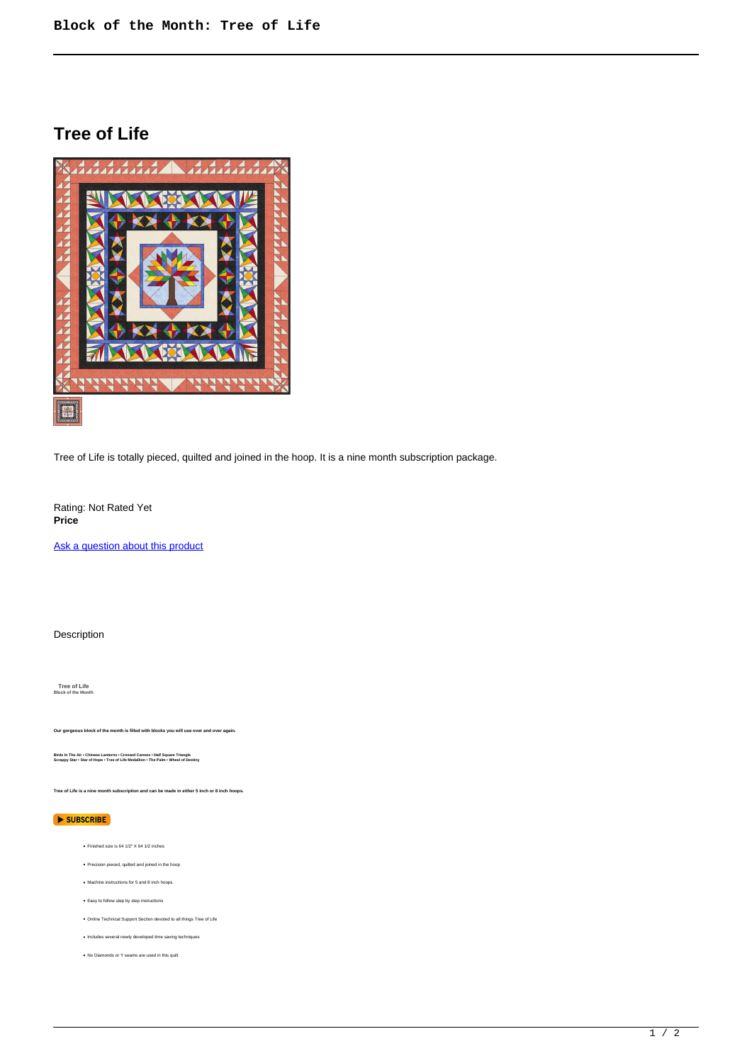# Tree of Life

Tree of Life is totally pieced, quilted and joined in the hoop. It is a nine month subscription package.

Rating: Not Rated Yet

**Price**

Ask a question about this product

Description

**Tree of Life**
**Block of the Month**

**Our gorgeous block of the month is filled with blocks you will use over and over again.**

**Birds in The Air • Chinese Lanterns • Crossed Canoes • Half Square Triangle**
**Scrappy Star • Star of Hope • Tree of Life Medallion • The Palm • Wheel of Destiny**

**Tree of Life is a nine month subscription and can be made in either 5 inch or 8 inch hoops.**

SUBSCRIBE

- Finished size is 64 1/2" X 64 1/2 inches
- Precision pieced, quilted and joined in the hoop
- Machine instructions for 5 and 8 inch hoops
- Easy to follow step by step instructions
- Online Technical Support Section devoted to all things Tree of Life
- Includes several newly developed time saving techniques
- No Diamonds or Y seams are used in this quilt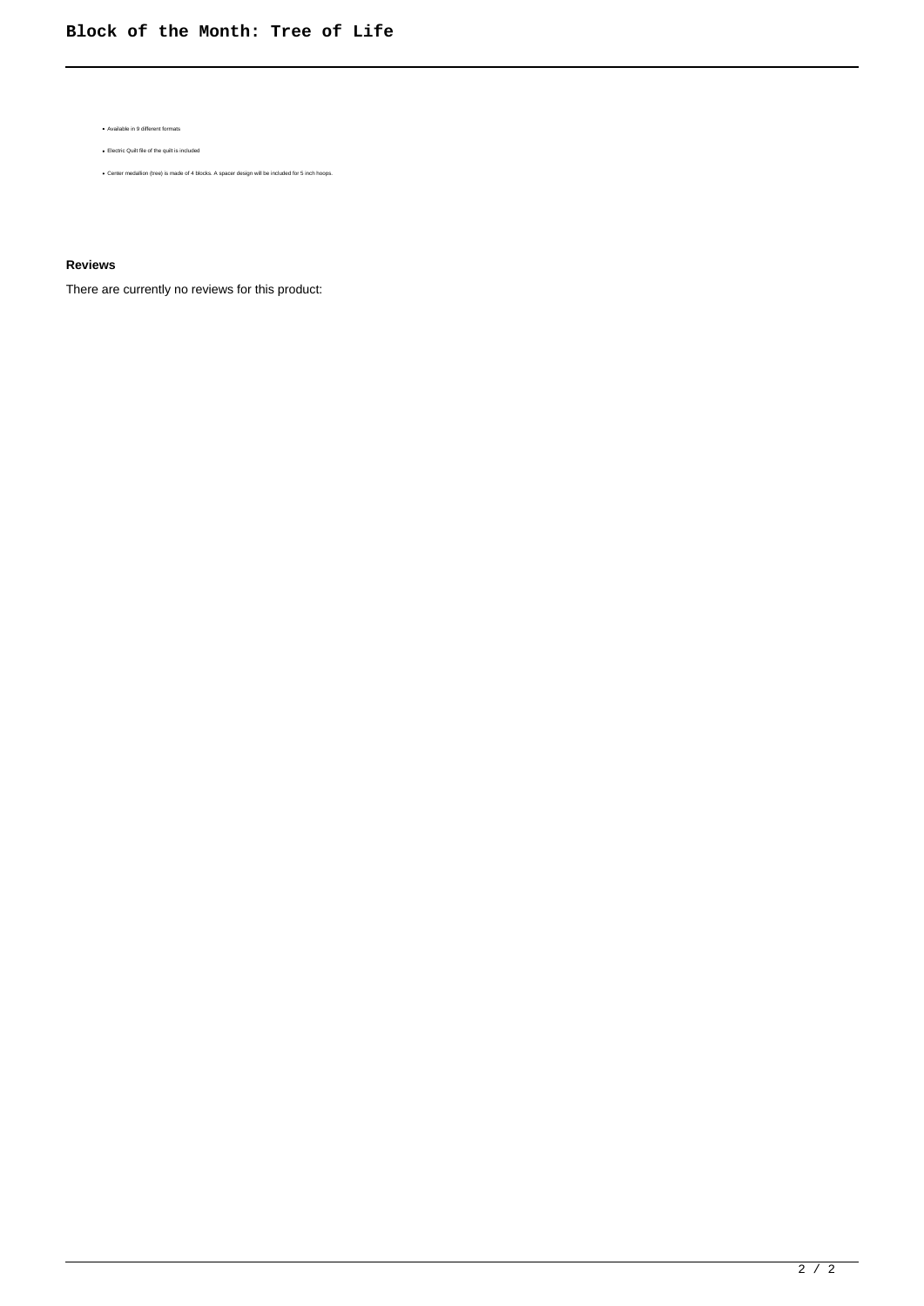- Available in 9 different formats
- Electric Quilt file of the quilt is included
- Center medallion (tree) is made of 4 blocks. A spacer design will be included for 5 inch hoops.

**Reviews**

There are currently no reviews for this product: